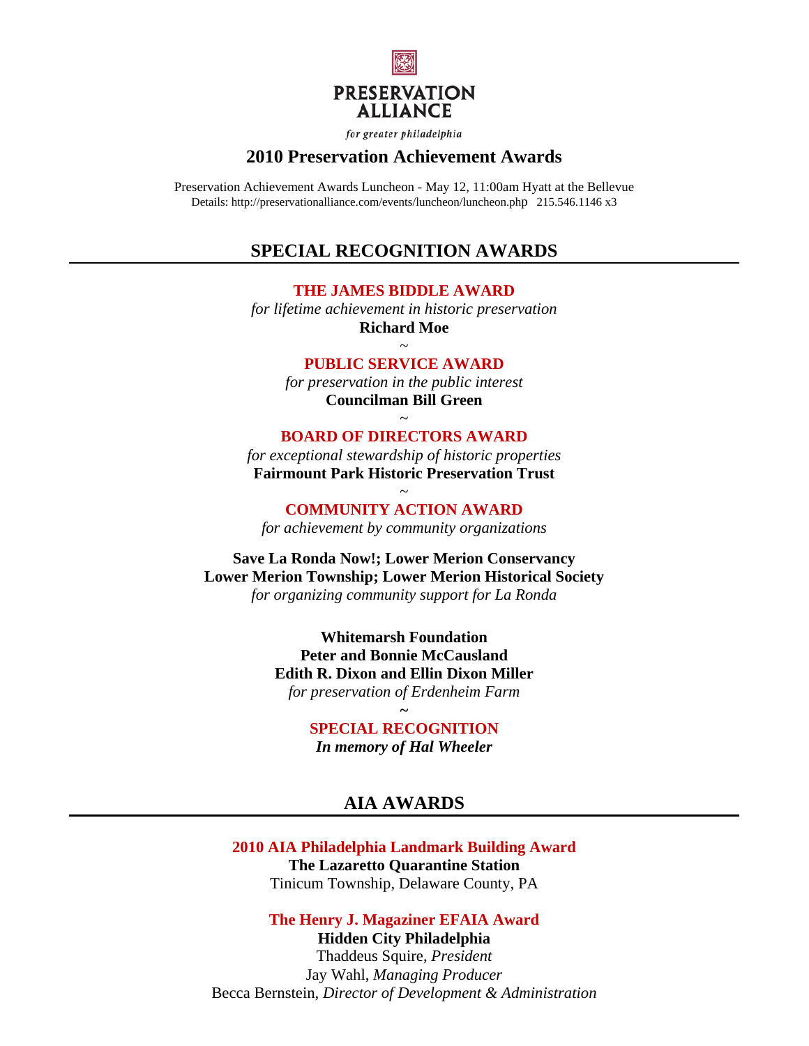**PRESERVATION ALLIANCE**

*for greater philadelphia*

# 2010 Preservation Achievement Awards

Preservation Achievement Awards Luncheon - May 12, 11:00am Hyatt at the Bellevue
Details: http://preservationalliance.com/events/luncheon/luncheon.php 215.546.1146 x3

## SPECIAL RECOGNITION AWARDS

### THE JAMES BIDDLE AWARD

*for lifetime achievement in historic preservation*

**Richard Moe**

~

### PUBLIC SERVICE AWARD

*for preservation in the public interest*

**Councilman Bill Green**

~

### BOARD OF DIRECTORS AWARD

*for exceptional stewardship of historic properties*

**Fairmount Park Historic Preservation Trust**

~

### COMMUNITY ACTION AWARD

*for achievement by community organizations*

**Save La Ronda Now!; Lower Merion Conservancy**
**Lower Merion Township; Lower Merion Historical Society**
*for organizing community support for La Ronda*

**Whitemarsh Foundation**
**Peter and Bonnie McCausland**
**Edith R. Dixon and Ellin Dixon Miller**
*for preservation of Erdenheim Farm*

~

### SPECIAL RECOGNITION

***In memory of Hal Wheeler***

## AIA AWARDS

### 2010 AIA Philadelphia Landmark Building Award

**The Lazaretto Quarantine Station**
Tinicum Township, Delaware County, PA

### The Henry J. Magaziner EFAIA Award

**Hidden City Philadelphia**
Thaddeus Squire, *President*
Jay Wahl, *Managing Producer*
Becca Bernstein, *Director of Development & Administration*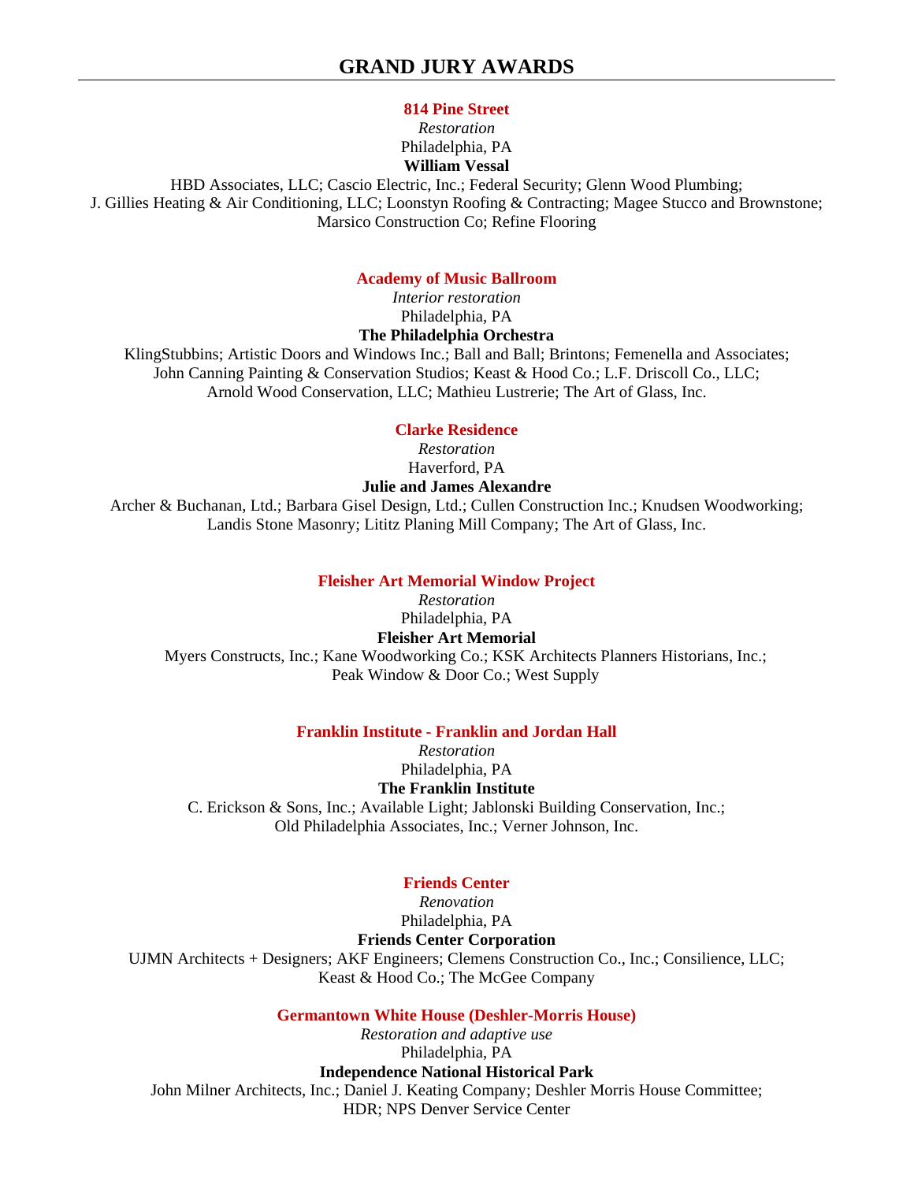# GRAND JURY AWARDS

### 814 Pine Street

*Restoration*
Philadelphia, PA
**William Vessal**
HBD Associates, LLC; Cascio Electric, Inc.; Federal Security; Glenn Wood Plumbing; J. Gillies Heating & Air Conditioning, LLC; Loonstyn Roofing & Contracting; Magee Stucco and Brownstone; Marsico Construction Co; Refine Flooring

### Academy of Music Ballroom

*Interior restoration*
Philadelphia, PA
**The Philadelphia Orchestra**
KlingStubbins; Artistic Doors and Windows Inc.; Ball and Ball; Brintons; Femenella and Associates; John Canning Painting & Conservation Studios; Keast & Hood Co.; L.F. Driscoll Co., LLC; Arnold Wood Conservation, LLC; Mathieu Lustrerie; The Art of Glass, Inc.

### Clarke Residence

*Restoration*
Haverford, PA
**Julie and James Alexandre**
Archer & Buchanan, Ltd.; Barbara Gisel Design, Ltd.; Cullen Construction Inc.; Knudsen Woodworking; Landis Stone Masonry; Lititz Planing Mill Company; The Art of Glass, Inc.

### Fleisher Art Memorial Window Project

*Restoration*
Philadelphia, PA
**Fleisher Art Memorial**
Myers Constructs, Inc.; Kane Woodworking Co.; KSK Architects Planners Historians, Inc.; Peak Window & Door Co.; West Supply

### Franklin Institute - Franklin and Jordan Hall

*Restoration*
Philadelphia, PA
**The Franklin Institute**
C. Erickson & Sons, Inc.; Available Light; Jablonski Building Conservation, Inc.; Old Philadelphia Associates, Inc.; Verner Johnson, Inc.

### Friends Center

*Renovation*
Philadelphia, PA
**Friends Center Corporation**
UJMN Architects + Designers; AKF Engineers; Clemens Construction Co., Inc.; Consilience, LLC; Keast & Hood Co.; The McGee Company

### Germantown White House (Deshler-Morris House)

*Restoration and adaptive use*
Philadelphia, PA
**Independence National Historical Park**
John Milner Architects, Inc.; Daniel J. Keating Company; Deshler Morris House Committee; HDR; NPS Denver Service Center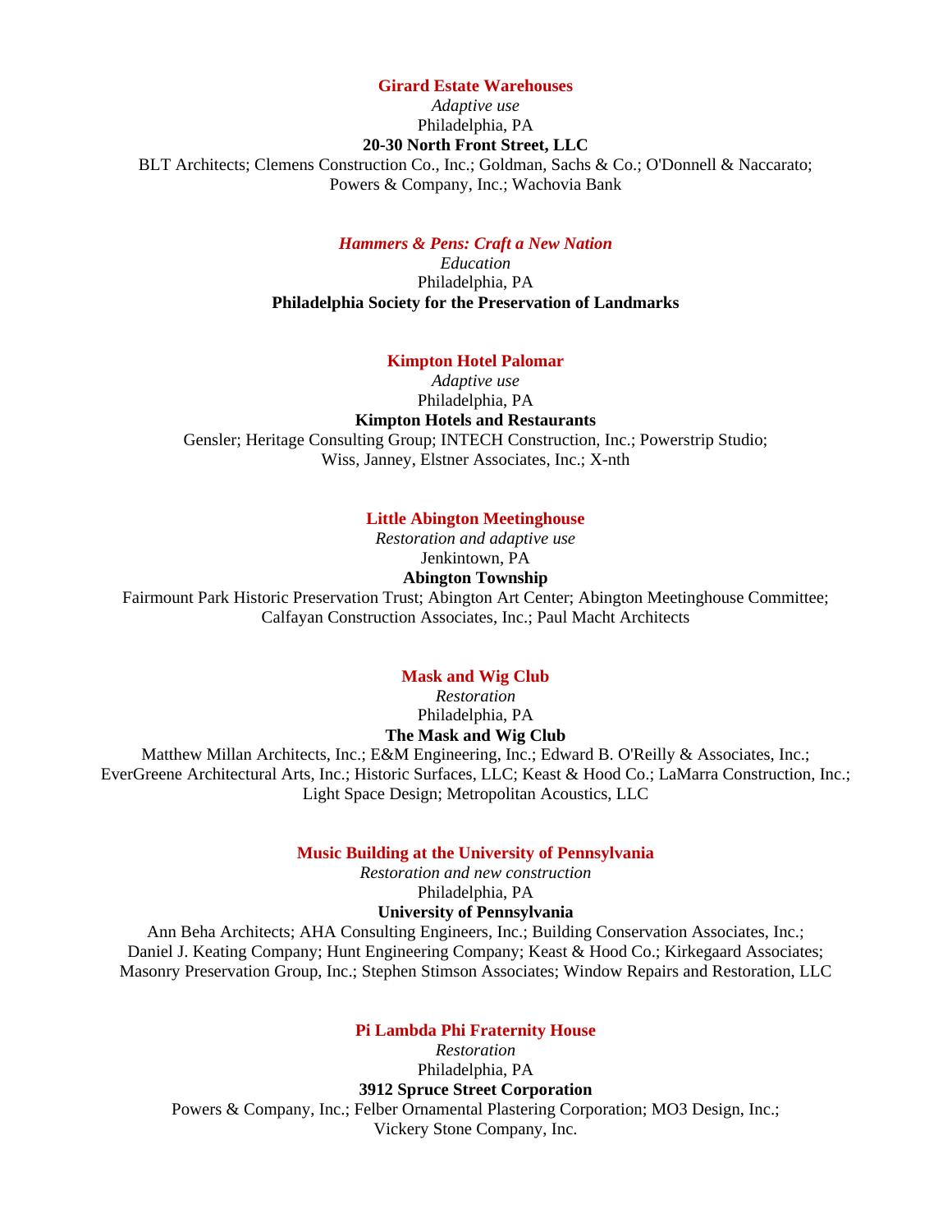**Girard Estate Warehouses**

*Adaptive use*

Philadelphia, PA

**20-30 North Front Street, LLC**

BLT Architects; Clemens Construction Co., Inc.; Goldman, Sachs & Co.; O'Donnell & Naccarato; Powers & Company, Inc.; Wachovia Bank

***Hammers & Pens: Craft a New Nation***

*Education*

Philadelphia, PA

**Philadelphia Society for the Preservation of Landmarks**

**Kimpton Hotel Palomar**

*Adaptive use*

Philadelphia, PA

**Kimpton Hotels and Restaurants**

Gensler; Heritage Consulting Group; INTECH Construction, Inc.; Powerstrip Studio; Wiss, Janney, Elstner Associates, Inc.; X-nth

**Little Abington Meetinghouse**

*Restoration and adaptive use*

Jenkintown, PA

**Abington Township**

Fairmount Park Historic Preservation Trust; Abington Art Center; Abington Meetinghouse Committee; Calfayan Construction Associates, Inc.; Paul Macht Architects

**Mask and Wig Club**

*Restoration*

Philadelphia, PA

**The Mask and Wig Club**

Matthew Millan Architects, Inc.; E&M Engineering, Inc.; Edward B. O'Reilly & Associates, Inc.; EverGreene Architectural Arts, Inc.; Historic Surfaces, LLC; Keast & Hood Co.; LaMarra Construction, Inc.; Light Space Design; Metropolitan Acoustics, LLC

**Music Building at the University of Pennsylvania**

*Restoration and new construction*

Philadelphia, PA

**University of Pennsylvania**

Ann Beha Architects; AHA Consulting Engineers, Inc.; Building Conservation Associates, Inc.; Daniel J. Keating Company; Hunt Engineering Company; Keast & Hood Co.; Kirkegaard Associates; Masonry Preservation Group, Inc.; Stephen Stimson Associates; Window Repairs and Restoration, LLC

**Pi Lambda Phi Fraternity House**

*Restoration*

Philadelphia, PA

**3912 Spruce Street Corporation**

Powers & Company, Inc.; Felber Ornamental Plastering Corporation; MO3 Design, Inc.; Vickery Stone Company, Inc.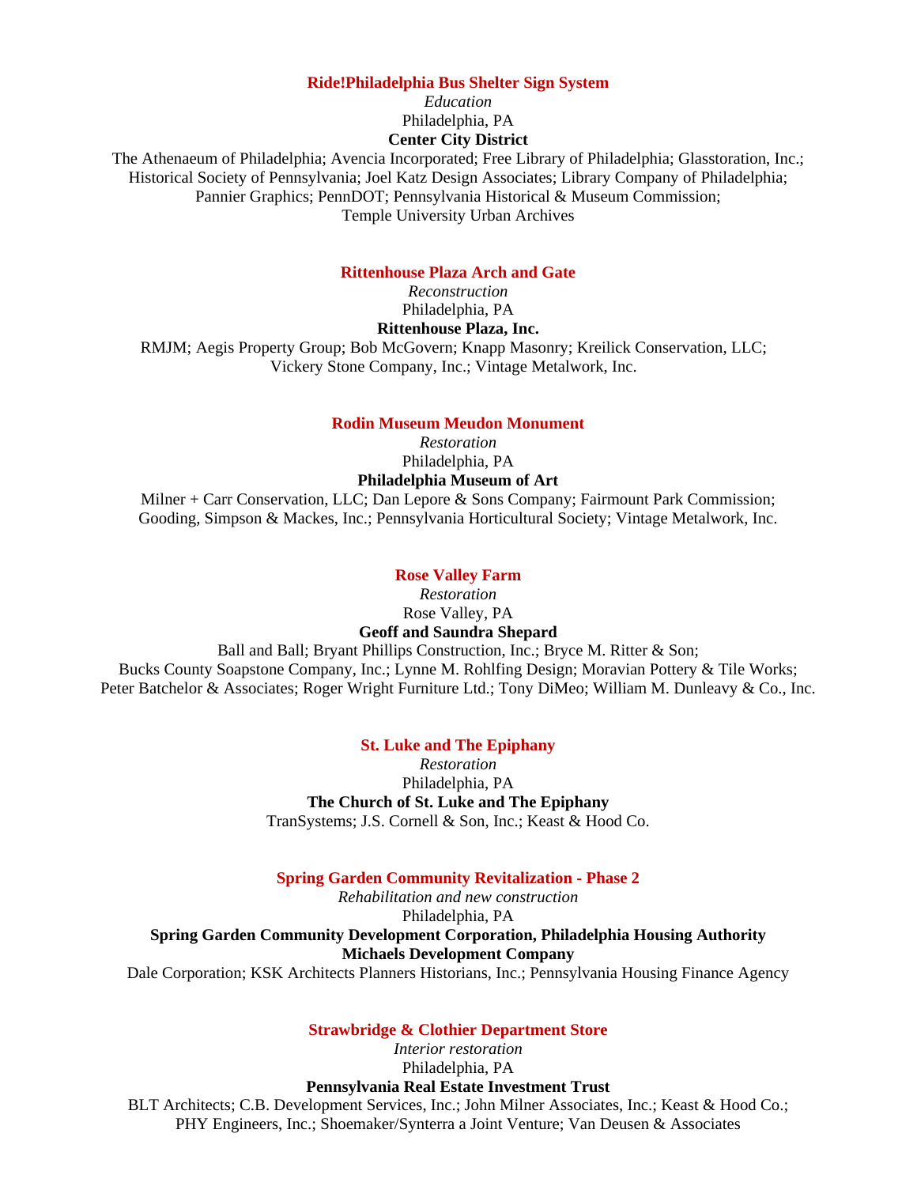**Ride!Philadelphia Bus Shelter Sign System**

*Education*

Philadelphia, PA

**Center City District**

The Athenaeum of Philadelphia; Avencia Incorporated; Free Library of Philadelphia; Glasstoration, Inc.; Historical Society of Pennsylvania; Joel Katz Design Associates; Library Company of Philadelphia; Pannier Graphics; PennDOT; Pennsylvania Historical & Museum Commission; Temple University Urban Archives

**Rittenhouse Plaza Arch and Gate**

*Reconstruction*

Philadelphia, PA

**Rittenhouse Plaza, Inc.**

RMJM; Aegis Property Group; Bob McGovern; Knapp Masonry; Kreilick Conservation, LLC; Vickery Stone Company, Inc.; Vintage Metalwork, Inc.

**Rodin Museum Meudon Monument**

*Restoration*

Philadelphia, PA

**Philadelphia Museum of Art**

Milner + Carr Conservation, LLC; Dan Lepore & Sons Company; Fairmount Park Commission; Gooding, Simpson & Mackes, Inc.; Pennsylvania Horticultural Society; Vintage Metalwork, Inc.

**Rose Valley Farm**

*Restoration*

Rose Valley, PA

**Geoff and Saundra Shepard**

Ball and Ball; Bryant Phillips Construction, Inc.; Bryce M. Ritter & Son; Bucks County Soapstone Company, Inc.; Lynne M. Rohlfing Design; Moravian Pottery & Tile Works; Peter Batchelor & Associates; Roger Wright Furniture Ltd.; Tony DiMeo; William M. Dunleavy & Co., Inc.

**St. Luke and The Epiphany**

*Restoration*

Philadelphia, PA

**The Church of St. Luke and The Epiphany**

TranSystems; J.S. Cornell & Son, Inc.; Keast & Hood Co.

**Spring Garden Community Revitalization - Phase 2**

*Rehabilitation and new construction*

Philadelphia, PA

**Spring Garden Community Development Corporation, Philadelphia Housing Authority**
**Michaels Development Company**

Dale Corporation; KSK Architects Planners Historians, Inc.; Pennsylvania Housing Finance Agency

**Strawbridge & Clothier Department Store**

*Interior restoration*

Philadelphia, PA

**Pennsylvania Real Estate Investment Trust**

BLT Architects; C.B. Development Services, Inc.; John Milner Associates, Inc.; Keast & Hood Co.; PHY Engineers, Inc.; Shoemaker/Synterra a Joint Venture; Van Deusen & Associates